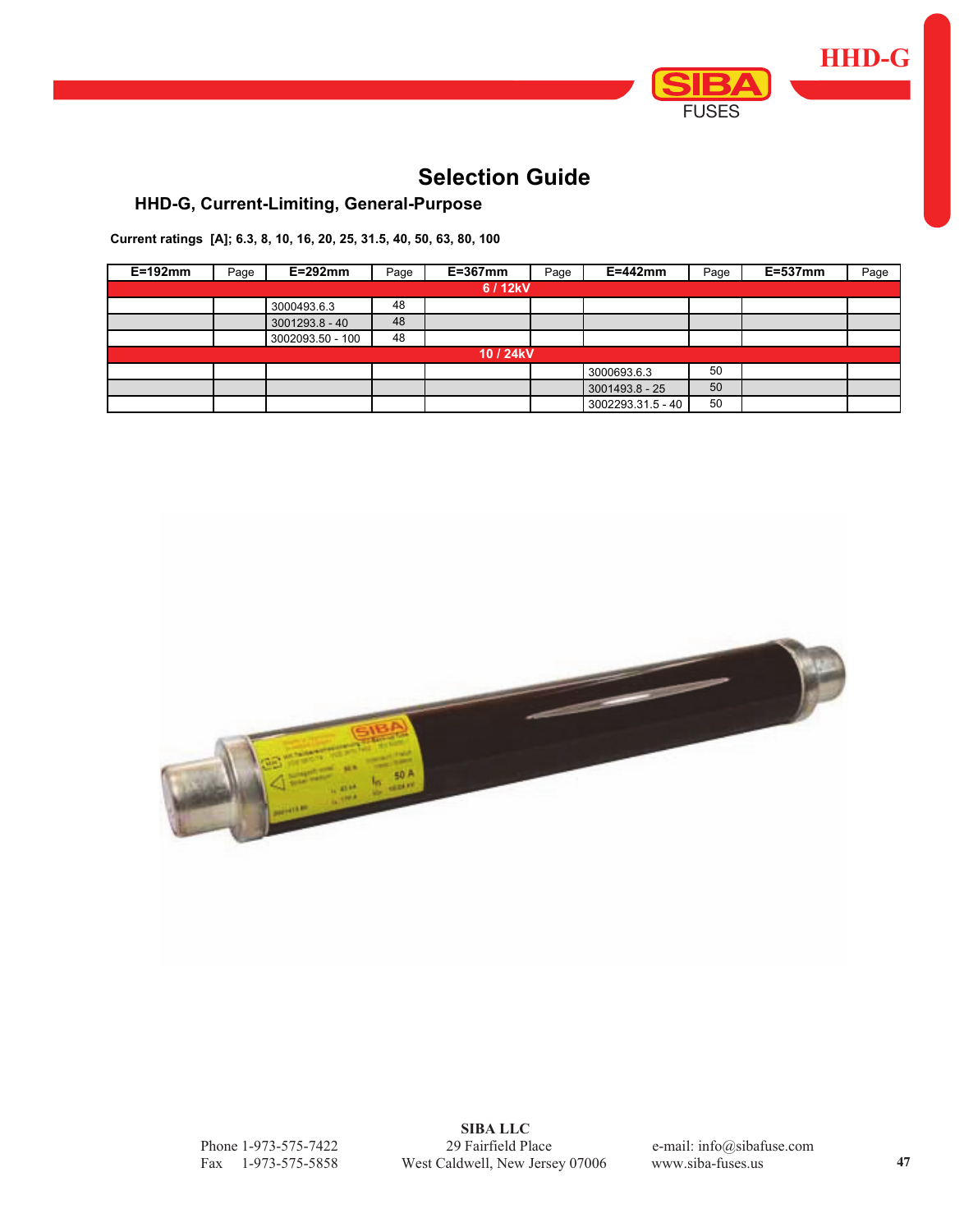# Selection Guide

## HHD-G, Current-Limiting, General-Purpose

**Current ratings [A]; 6.3, 8, 10, 16, 20, 25, 31.5, 40, 50, 63, 80, 100**

| E=192mm | Page | E=292mm | Page | E=367mm | Page | E=442mm | Page | E=537mm | Page |
|---|---|---|---|---|---|---|---|---|---|
| **6 / 12kV** | | | | | | | | | |
| | | 3000493.6.3 | 48 | | | | | | |
| | | 3001293.8 - 40 | 48 | | | | | | |
| | | 3002093.50 - 100 | 48 | | | | | | |
| **10 / 24kV** | | | | | | | | | |
| | | | | | | 3000693.6.3 | 50 | | |
| | | | | | | 3001493.8 - 25 | 50 | | |
| | | | | | | 3002293.31.5 - 40 | 50 | | |

**SIBA LLC**
29 Fairfield Place
West Caldwell, New Jersey 07006

Phone 1-973-575-7422
Fax 1-973-575-5858

e-mail: info@sibafuse.com
www.siba-fuses.us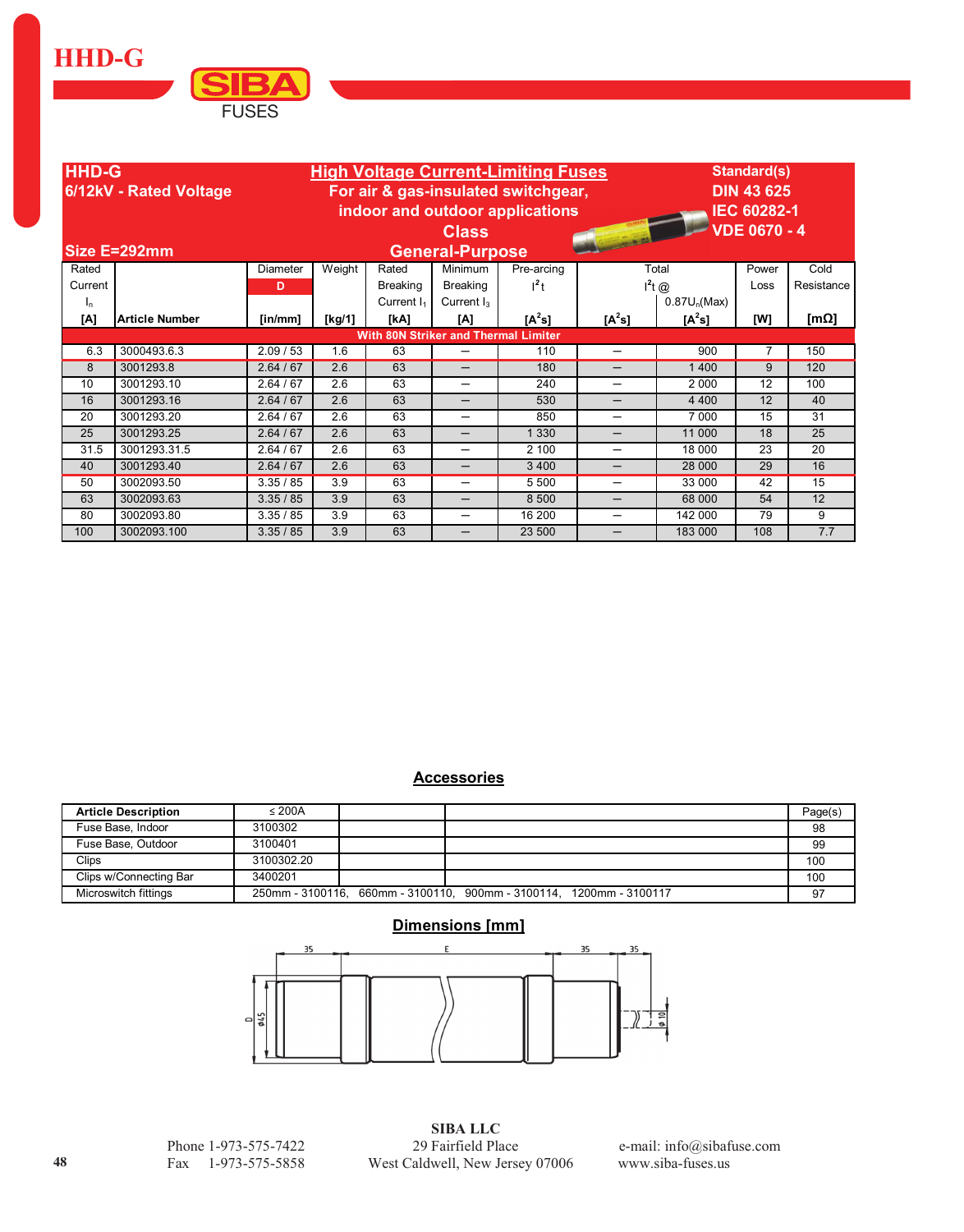# HHD-G

SIBA FUSES

| HHD-G<br>6/12kV - Rated Voltage<br>Size E=292mm | High Voltage Current-Limiting Fuses<br>For air & gas-insulated switchgear, indoor and outdoor applications<br>Class General-Purpose | Standard(s)<br>DIN 43 625<br>IEC 60282-1<br>VDE 0670 - 4 |
|---|---|---|

| Rated Current $I_n$ [A] | Article Number | Diameter D [in/mm] | Weight [kg/1] | Rated Breaking Current $I_1$ [kA] | Minimum Breaking Current $I_3$ [A] | Pre-arcing $I^2t$ [$A^2s$] | Total $I^2t$ @ [$A^2s$] | Total $I^2t$ @ 0.87$U_n$(Max) [$A^2s$] | Power Loss [W] | Cold Resistance [mΩ] |
|---|---|---|---|---|---|---|---|---|---|---|
| **With 80N Striker and Thermal Limiter** | | | | | | | | | | |
| 6.3 | 3000493.6.3 | 2.09 / 53 | 1.6 | 63 | – | 110 | – | 900 | 7 | 150 |
| 8 | 3001293.8 | 2.64 / 67 | 2.6 | 63 | – | 180 | – | 1 400 | 9 | 120 |
| 10 | 3001293.10 | 2.64 / 67 | 2.6 | 63 | – | 240 | – | 2 000 | 12 | 100 |
| 16 | 3001293.16 | 2.64 / 67 | 2.6 | 63 | – | 530 | – | 4 400 | 12 | 40 |
| 20 | 3001293.20 | 2.64 / 67 | 2.6 | 63 | – | 850 | – | 7 000 | 15 | 31 |
| 25 | 3001293.25 | 2.64 / 67 | 2.6 | 63 | – | 1 330 | – | 11 000 | 18 | 25 |
| 31.5 | 3001293.31.5 | 2.64 / 67 | 2.6 | 63 | – | 2 100 | – | 18 000 | 23 | 20 |
| 40 | 3001293.40 | 2.64 / 67 | 2.6 | 63 | – | 3 400 | – | 28 000 | 29 | 16 |
| 50 | 3002093.50 | 3.35 / 85 | 3.9 | 63 | – | 5 500 | – | 33 000 | 42 | 15 |
| 63 | 3002093.63 | 3.35 / 85 | 3.9 | 63 | – | 8 500 | – | 68 000 | 54 | 12 |
| 80 | 3002093.80 | 3.35 / 85 | 3.9 | 63 | – | 16 200 | – | 142 000 | 79 | 9 |
| 100 | 3002093.100 | 3.35 / 85 | 3.9 | 63 | – | 23 500 | – | 183 000 | 108 | 7.7 |

## Accessories

| Article Description | ≤ 200A | | | Page(s) |
|---|---|---|---|---|
| Fuse Base, Indoor | 3100302 | | | 98 |
| Fuse Base, Outdoor | 3100401 | | | 99 |
| Clips | 3100302.20 | | | 100 |
| Clips w/Connecting Bar | 3400201 | | | 100 |
| Microswitch fittings | 250mm - 3100116, 660mm - 3100110, 900mm - 3100114, 1200mm - 3100117 | | | 97 |

## Dimensions [mm]

35 — E — 35 — 35; D; ⌀45; ⌀10

**SIBA LLC**
29 Fairfield Place
West Caldwell, New Jersey 07006

Phone 1-973-575-7422
Fax 1-973-575-5858

e-mail: info@sibafuse.com
www.siba-fuses.us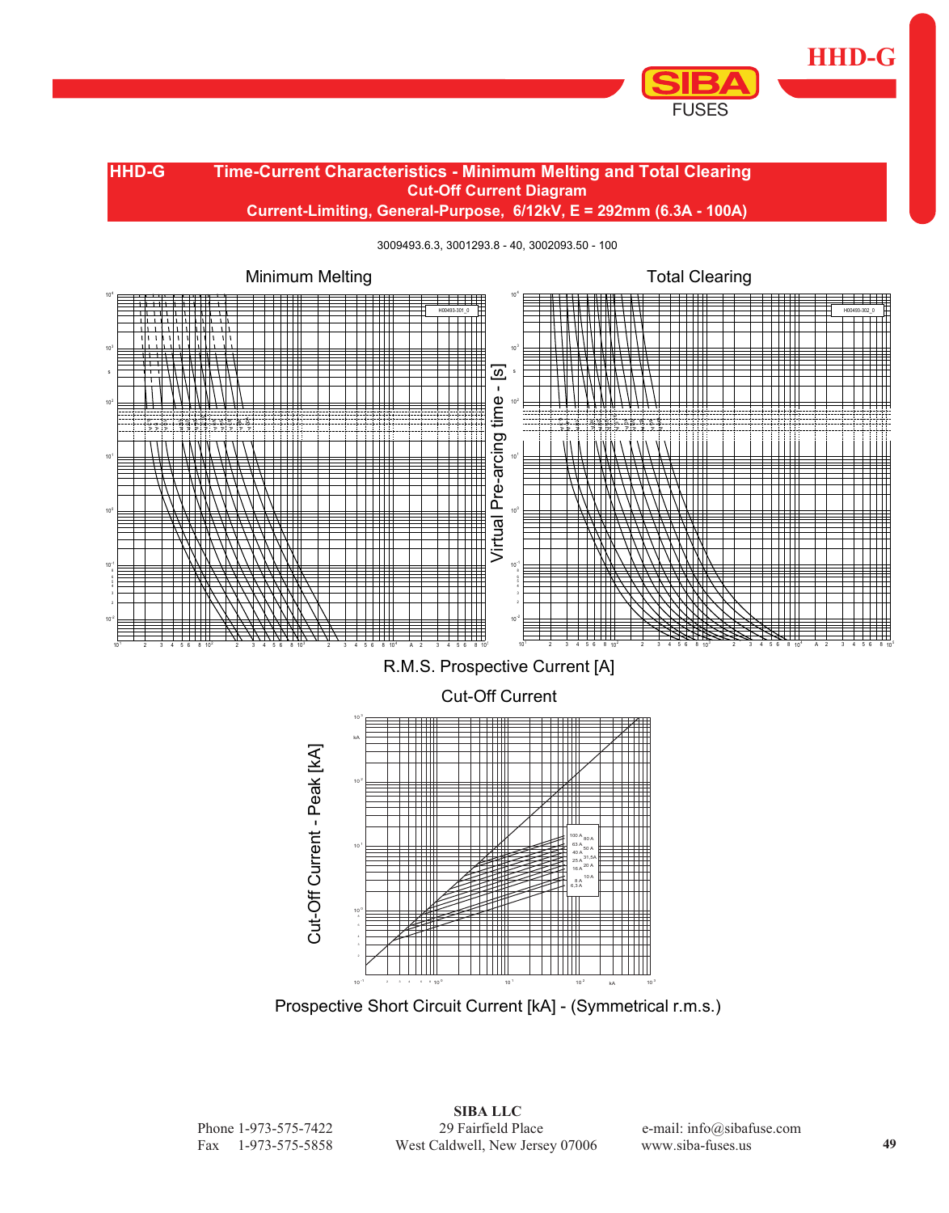## HHD-G — Time-Current Characteristics - Minimum Melting and Total Clearing

**Cut-Off Current Diagram**

**Current-Limiting, General-Purpose, 6/12kV, E = 292mm (6.3A - 100A)**

3009493.6.3, 3001293.8 - 40, 3002093.50 - 100

Minimum Melting

Total Clearing

Virtual Pre-arcing time - [s]

R.M.S. Prospective Current [A]

Cut-Off Current

Cut-Off Current - Peak [kA]

Prospective Short Circuit Current [kA] - (Symmetrical r.m.s.)

**SIBA LLC**
29 Fairfield Place
West Caldwell, New Jersey 07006

Phone 1-973-575-7422
Fax 1-973-575-5858

e-mail: info@sibafuse.com
www.siba-fuses.us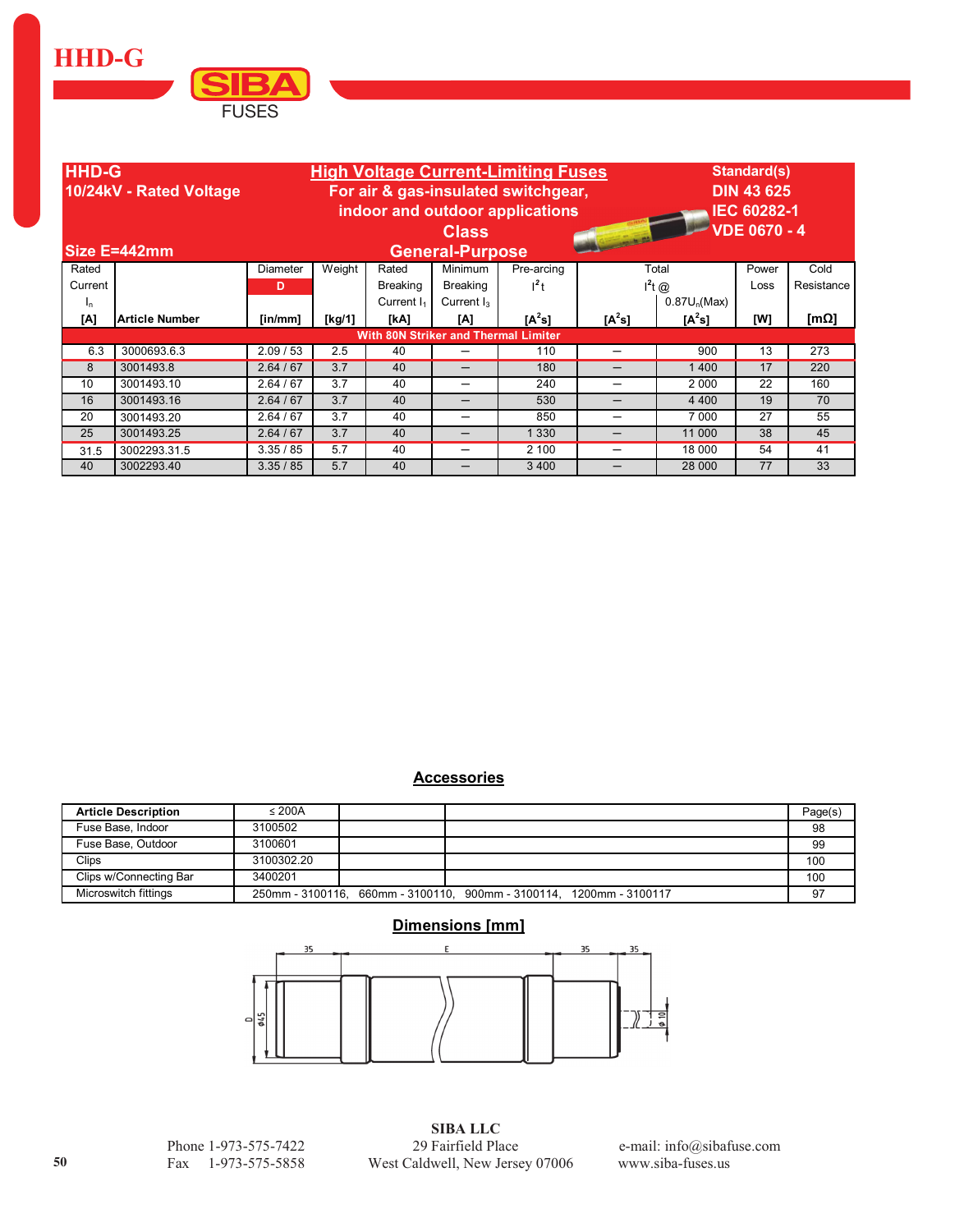# HHD-G

SIBA FUSES

| HHD-G 10/24kV - Rated Voltage | High Voltage Current-Limiting Fuses For air & gas-insulated switchgear, indoor and outdoor applications | Standard(s) DIN 43 625 IEC 60282-1 VDE 0670 - 4 |
|---|---|---|
| Size E=442mm | Class General-Purpose | |

| Rated Current $I_n$ [A] | Article Number | Diameter D [in/mm] | Weight [kg/1] | Rated Breaking Current $I_1$ [kA] | Minimum Breaking Current $I_3$ [A] | Pre-arcing $I^2t$ [$A^2s$] | Total $I^2t$ @ [$A^2s$] | Total $I^2t$ @ $0.87U_n$(Max) [$A^2s$] | Power Loss [W] | Cold Resistance [mΩ] |
|---|---|---|---|---|---|---|---|---|---|---|
| **With 80N Striker and Thermal Limiter** | | | | | | | | | | |
| 6.3 | 3000693.6.3 | 2.09 / 53 | 2.5 | 40 | – | 110 | – | 900 | 13 | 273 |
| 8 | 3001493.8 | 2.64 / 67 | 3.7 | 40 | – | 180 | – | 1 400 | 17 | 220 |
| 10 | 3001493.10 | 2.64 / 67 | 3.7 | 40 | – | 240 | – | 2 000 | 22 | 160 |
| 16 | 3001493.16 | 2.64 / 67 | 3.7 | 40 | – | 530 | – | 4 400 | 19 | 70 |
| 20 | 3001493.20 | 2.64 / 67 | 3.7 | 40 | – | 850 | – | 7 000 | 27 | 55 |
| 25 | 3001493.25 | 2.64 / 67 | 3.7 | 40 | – | 1 330 | – | 11 000 | 38 | 45 |
| 31.5 | 3002293.31.5 | 3.35 / 85 | 5.7 | 40 | – | 2 100 | – | 18 000 | 54 | 41 |
| 40 | 3002293.40 | 3.35 / 85 | 5.7 | 40 | – | 3 400 | – | 28 000 | 77 | 33 |

## Accessories

| Article Description | ≤ 200A | | | Page(s) |
|---|---|---|---|---|
| Fuse Base, Indoor | 3100502 | | | 98 |
| Fuse Base, Outdoor | 3100601 | | | 99 |
| Clips | 3100302.20 | | | 100 |
| Clips w/Connecting Bar | 3400201 | | | 100 |
| Microswitch fittings | 250mm - 3100116, 660mm - 3100110, 900mm - 3100114, 1200mm - 3100117 | | | 97 |

## Dimensions [mm]

35 E 35 35

D ø45 ø10

**SIBA LLC**
29 Fairfield Place
West Caldwell, New Jersey 07006

Phone 1-973-575-7422
Fax 1-973-575-5858

e-mail: info@sibafuse.com
www.siba-fuses.us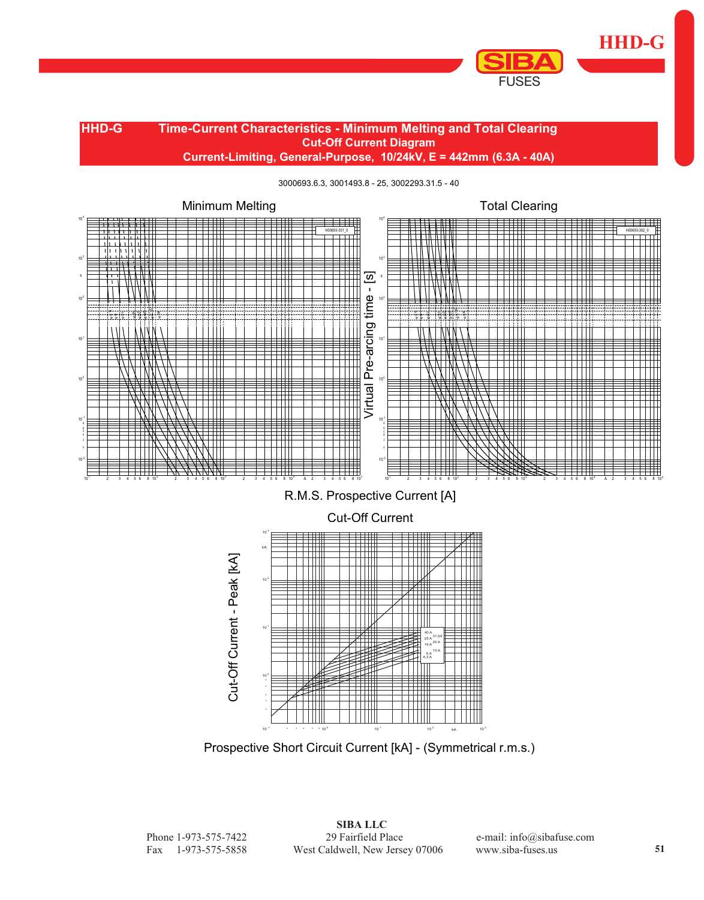# HHD-G

## HHD-G Time-Current Characteristics - Minimum Melting and Total Clearing

### Cut-Off Current Diagram

### Current-Limiting, General-Purpose, 10/24kV, E = 442mm (6.3A - 40A)

3000693.6.3, 3001493.8 - 25, 3002293.31.5 - 40

Minimum Melting

H00693-301_0

Total Clearing

H00693-302_0

Virtual Pre-arcing time - [s]

R.M.S. Prospective Current [A]

Cut-Off Current

40 A
31,5A
25 A
20 A
16 A
10 A
8 A
6,3 A

Cut-Off Current - Peak [kA]

Prospective Short Circuit Current [kA] - (Symmetrical r.m.s.)

**SIBA LLC**
29 Fairfield Place
West Caldwell, New Jersey 07006

Phone 1-973-575-7422
Fax 1-973-575-5858

e-mail: info@sibafuse.com
www.siba-fuses.us